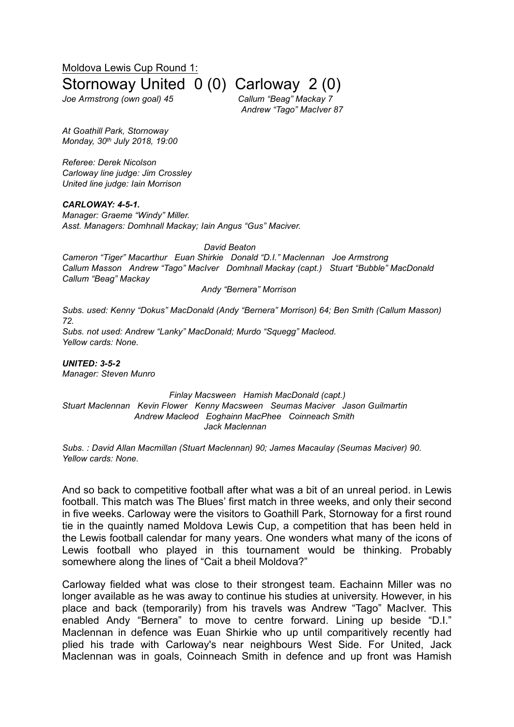Moldova Lewis Cup Round 1:

# Stornoway United 0 (0) Carloway 2 (0)

*Joe Armstrong (own goal) 45* — *Callum "Beag" Mackay 7*
*Andrew "Tago" MacIver 87*

*At Goathill Park, Stornoway*
*Monday, 30th July 2018, 19:00*

*Referee: Derek Nicolson*
*Carloway line judge: Jim Crossley*
*United line judge: Iain Morrison*

***CARLOWAY: 4-5-1.***
*Manager: Graeme "Windy" Miller.*
*Asst. Managers: Domhnall Mackay; Iain Angus "Gus" Maciver.*

*David Beaton*
*Cameron "Tiger" Macarthur Euan Shirkie Donald "D.I." Maclennan Joe Armstrong*
*Callum Masson Andrew "Tago" MacIver Domhnall Mackay (capt.) Stuart "Bubble" MacDonald Callum "Beag" Mackay*
*Andy "Bernera" Morrison*

*Subs. used: Kenny "Dokus" MacDonald (Andy "Bernera" Morrison) 64; Ben Smith (Callum Masson) 72.*
*Subs. not used: Andrew "Lanky" MacDonald; Murdo "Squegg" Macleod.*
*Yellow cards: None.*

***UNITED: 3-5-2***
*Manager: Steven Munro*

*Finlay Macsween Hamish MacDonald (capt.)*
*Stuart Maclennan Kevin Flower Kenny Macsween Seumas Maciver Jason Guilmartin*
*Andrew Macleod Eoghainn MacPhee Coinneach Smith*
*Jack Maclennan*

*Subs. : David Allan Macmillan (Stuart Maclennan) 90; James Macaulay (Seumas Maciver) 90.*
*Yellow cards: None.*

And so back to competitive football after what was a bit of an unreal period. in Lewis football. This match was The Blues' first match in three weeks, and only their second in five weeks. Carloway were the visitors to Goathill Park, Stornoway for a first round tie in the quaintly named Moldova Lewis Cup, a competition that has been held in the Lewis football calendar for many years. One wonders what many of the icons of Lewis football who played in this tournament would be thinking. Probably somewhere along the lines of "Cait a bheil Moldova?"

Carloway fielded what was close to their strongest team. Eachainn Miller was no longer available as he was away to continue his studies at university. However, in his place and back (temporarily) from his travels was Andrew "Tago" MacIver. This enabled Andy "Bernera" to move to centre forward. Lining up beside "D.I." Maclennan in defence was Euan Shirkie who up until comparitively recently had plied his trade with Carloway's near neighbours West Side. For United, Jack Maclennan was in goals, Coinneach Smith in defence and up front was Hamish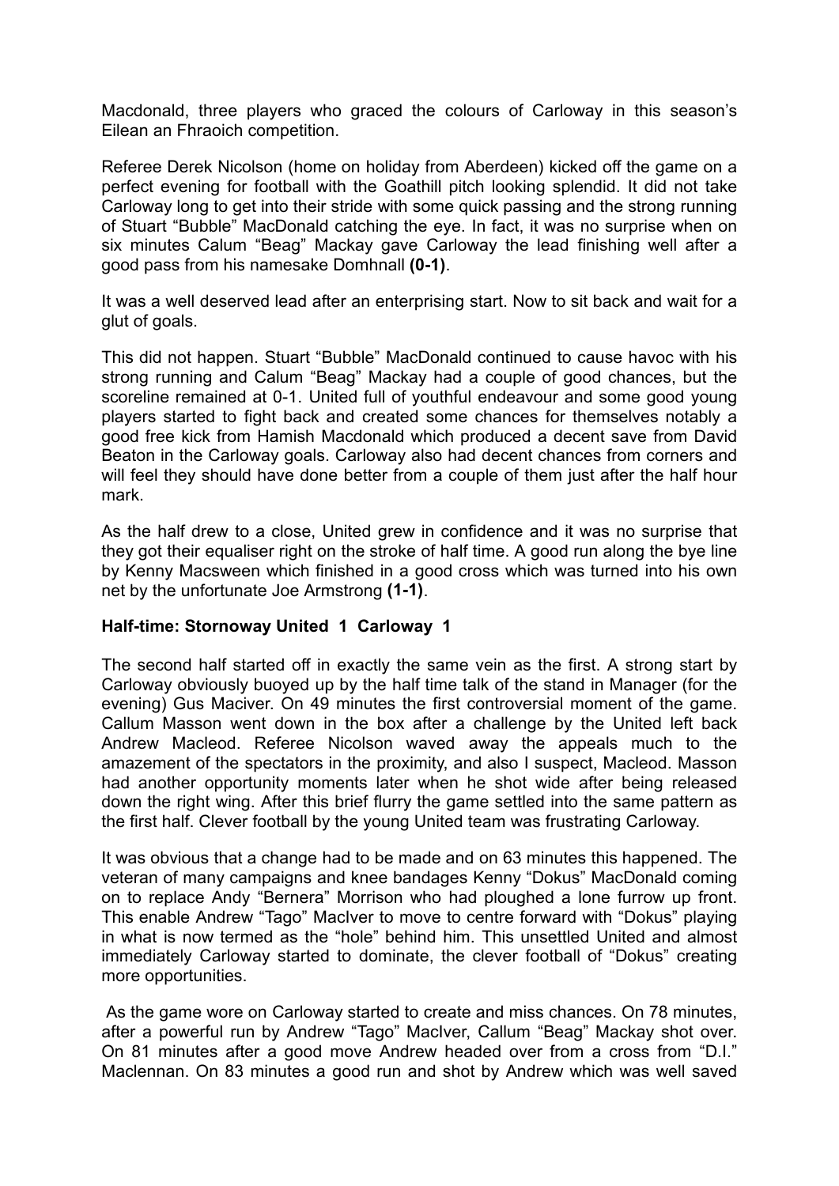Macdonald, three players who graced the colours of Carloway in this season's Eilean an Fhraoich competition.

Referee Derek Nicolson (home on holiday from Aberdeen) kicked off the game on a perfect evening for football with the Goathill pitch looking splendid. It did not take Carloway long to get into their stride with some quick passing and the strong running of Stuart "Bubble" MacDonald catching the eye. In fact, it was no surprise when on six minutes Calum "Beag" Mackay gave Carloway the lead finishing well after a good pass from his namesake Domhnall **(0-1)**.

It was a well deserved lead after an enterprising start. Now to sit back and wait for a glut of goals.

This did not happen. Stuart "Bubble" MacDonald continued to cause havoc with his strong running and Calum "Beag" Mackay had a couple of good chances, but the scoreline remained at 0-1. United full of youthful endeavour and some good young players started to fight back and created some chances for themselves notably a good free kick from Hamish Macdonald which produced a decent save from David Beaton in the Carloway goals. Carloway also had decent chances from corners and will feel they should have done better from a couple of them just after the half hour mark.

As the half drew to a close, United grew in confidence and it was no surprise that they got their equaliser right on the stroke of half time. A good run along the bye line by Kenny Macsween which finished in a good cross which was turned into his own net by the unfortunate Joe Armstrong **(1-1)**.

**Half-time: Stornoway United 1 Carloway 1**

The second half started off in exactly the same vein as the first. A strong start by Carloway obviously buoyed up by the half time talk of the stand in Manager (for the evening) Gus Maciver. On 49 minutes the first controversial moment of the game. Callum Masson went down in the box after a challenge by the United left back Andrew Macleod. Referee Nicolson waved away the appeals much to the amazement of the spectators in the proximity, and also I suspect, Macleod. Masson had another opportunity moments later when he shot wide after being released down the right wing. After this brief flurry the game settled into the same pattern as the first half. Clever football by the young United team was frustrating Carloway.

It was obvious that a change had to be made and on 63 minutes this happened. The veteran of many campaigns and knee bandages Kenny "Dokus" MacDonald coming on to replace Andy "Bernera" Morrison who had ploughed a lone furrow up front. This enable Andrew "Tago" MacIver to move to centre forward with "Dokus" playing in what is now termed as the "hole" behind him. This unsettled United and almost immediately Carloway started to dominate, the clever football of "Dokus" creating more opportunities.

As the game wore on Carloway started to create and miss chances. On 78 minutes, after a powerful run by Andrew "Tago" MacIver, Callum "Beag" Mackay shot over. On 81 minutes after a good move Andrew headed over from a cross from "D.I." Maclennan. On 83 minutes a good run and shot by Andrew which was well saved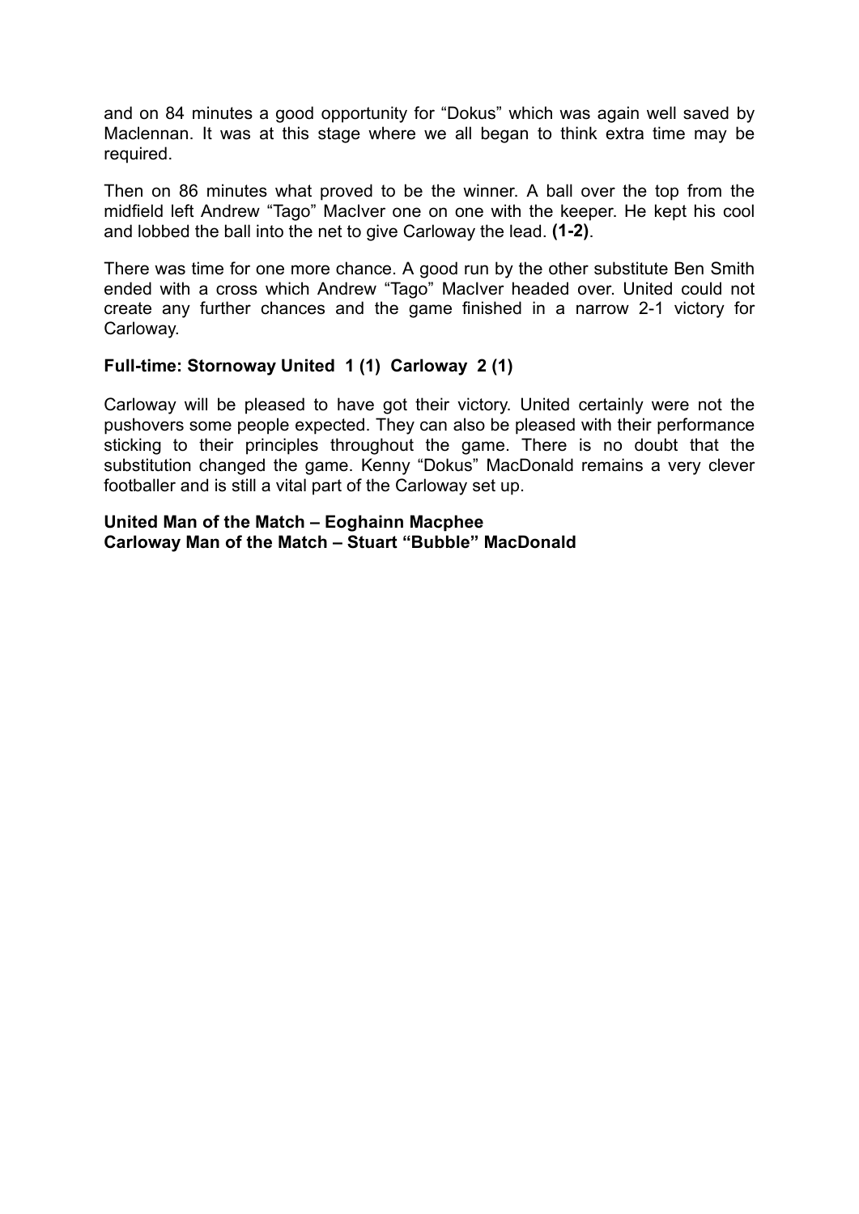and on 84 minutes a good opportunity for "Dokus" which was again well saved by Maclennan. It was at this stage where we all began to think extra time may be required.

Then on 86 minutes what proved to be the winner. A ball over the top from the midfield left Andrew "Tago" MacIver one on one with the keeper. He kept his cool and lobbed the ball into the net to give Carloway the lead. **(1-2)**.

There was time for one more chance. A good run by the other substitute Ben Smith ended with a cross which Andrew "Tago" MacIver headed over. United could not create any further chances and the game finished in a narrow 2-1 victory for Carloway.

**Full-time: Stornoway United 1 (1) Carloway 2 (1)**

Carloway will be pleased to have got their victory. United certainly were not the pushovers some people expected. They can also be pleased with their performance sticking to their principles throughout the game. There is no doubt that the substitution changed the game. Kenny "Dokus" MacDonald remains a very clever footballer and is still a vital part of the Carloway set up.

**United Man of the Match – Eoghainn Macphee**
**Carloway Man of the Match – Stuart "Bubble" MacDonald**